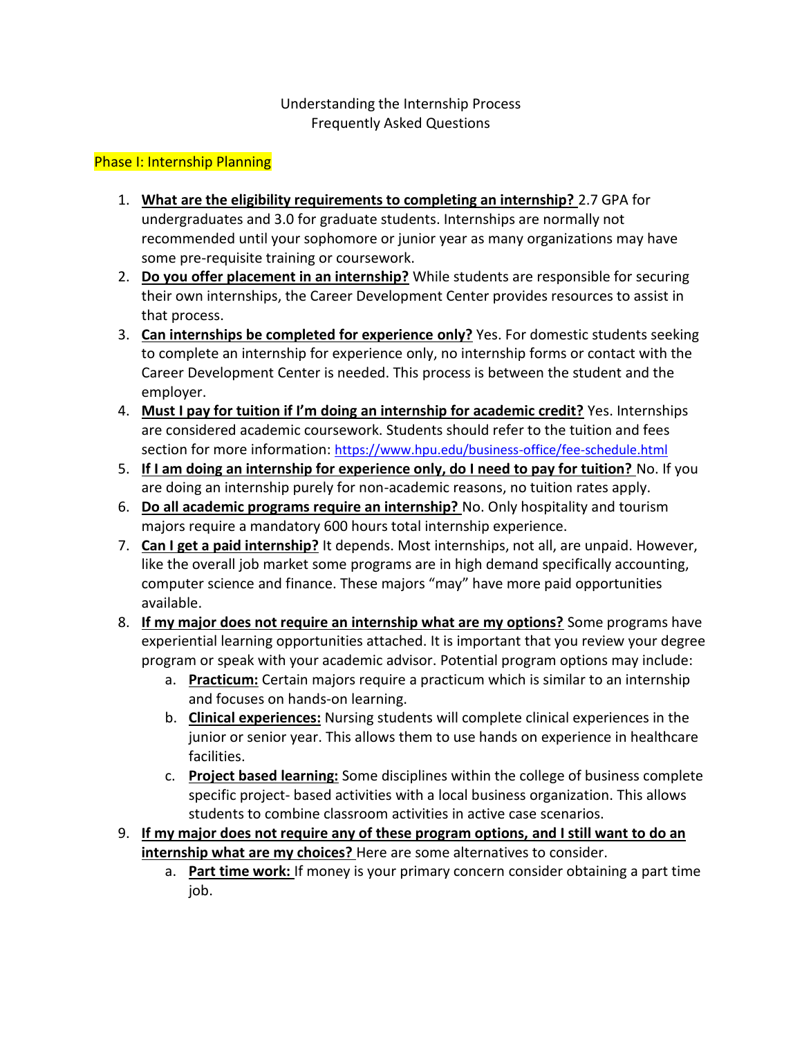# Understanding the Internship Process
## Frequently Asked Questions

## Phase I: Internship Planning

1. **What are the eligibility requirements to completing an internship?** 2.7 GPA for undergraduates and 3.0 for graduate students. Internships are normally not recommended until your sophomore or junior year as many organizations may have some pre-requisite training or coursework.
2. **Do you offer placement in an internship?** While students are responsible for securing their own internships, the Career Development Center provides resources to assist in that process.
3. **Can internships be completed for experience only?** Yes. For domestic students seeking to complete an internship for experience only, no internship forms or contact with the Career Development Center is needed. This process is between the student and the employer.
4. **Must I pay for tuition if I'm doing an internship for academic credit?** Yes. Internships are considered academic coursework. Students should refer to the tuition and fees section for more information: https://www.hpu.edu/business-office/fee-schedule.html
5. **If I am doing an internship for experience only, do I need to pay for tuition?** No. If you are doing an internship purely for non-academic reasons, no tuition rates apply.
6. **Do all academic programs require an internship?** No. Only hospitality and tourism majors require a mandatory 600 hours total internship experience.
7. **Can I get a paid internship?** It depends. Most internships, not all, are unpaid. However, like the overall job market some programs are in high demand specifically accounting, computer science and finance. These majors "may" have more paid opportunities available.
8. **If my major does not require an internship what are my options?** Some programs have experiential learning opportunities attached. It is important that you review your degree program or speak with your academic advisor. Potential program options may include:
   a. **Practicum:** Certain majors require a practicum which is similar to an internship and focuses on hands-on learning.
   b. **Clinical experiences:** Nursing students will complete clinical experiences in the junior or senior year. This allows them to use hands on experience in healthcare facilities.
   c. **Project based learning:** Some disciplines within the college of business complete specific project- based activities with a local business organization. This allows students to combine classroom activities in active case scenarios.
9. **If my major does not require any of these program options, and I still want to do an internship what are my choices?** Here are some alternatives to consider.
   a. **Part time work:** If money is your primary concern consider obtaining a part time job.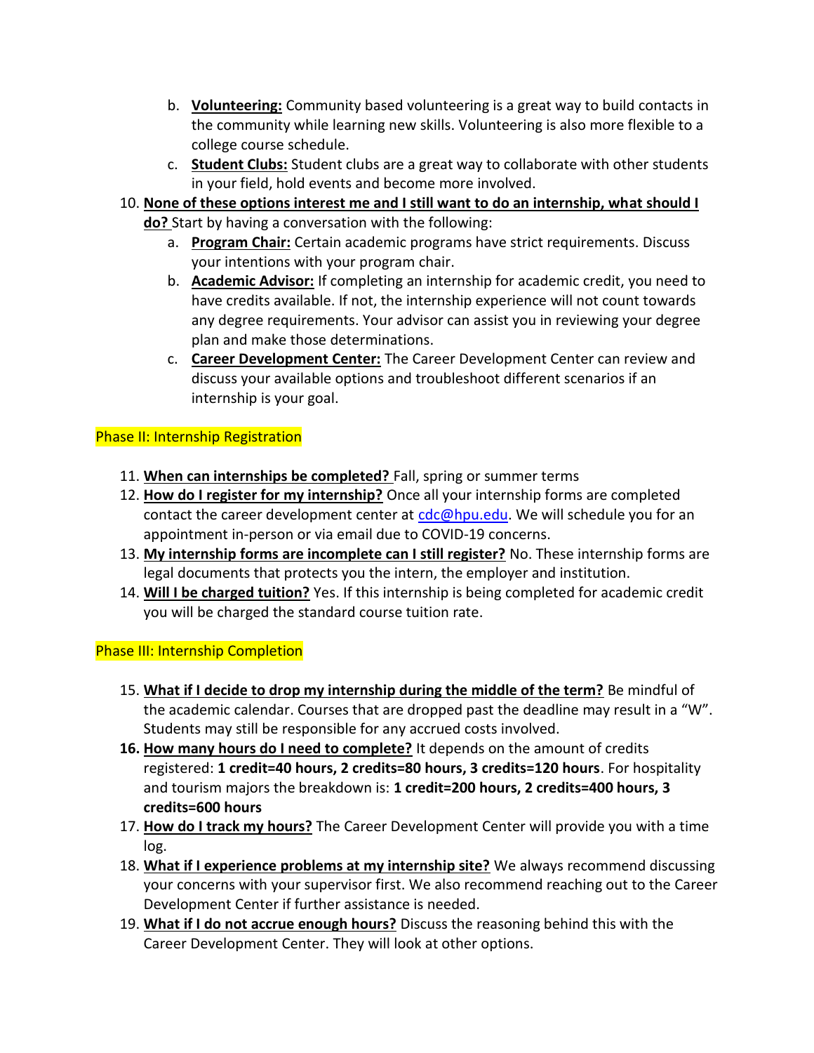b. **<u>Volunteering:</u>** Community based volunteering is a great way to build contacts in the community while learning new skills. Volunteering is also more flexible to a college course schedule.
   c. **<u>Student Clubs:</u>** Student clubs are a great way to collaborate with other students in your field, hold events and become more involved.

10. **<u>None of these options interest me and I still want to do an internship, what should I do?</u>** Start by having a conversation with the following:
    a. **<u>Program Chair:</u>** Certain academic programs have strict requirements. Discuss your intentions with your program chair.
    b. **<u>Academic Advisor:</u>** If completing an internship for academic credit, you need to have credits available. If not, the internship experience will not count towards any degree requirements. Your advisor can assist you in reviewing your degree plan and make those determinations.
    c. **<u>Career Development Center:</u>** The Career Development Center can review and discuss your available options and troubleshoot different scenarios if an internship is your goal.

## Phase II: Internship Registration

11. **<u>When can internships be completed?</u>** Fall, spring or summer terms
12. **<u>How do I register for my internship?</u>** Once all your internship forms are completed contact the career development center at cdc@hpu.edu. We will schedule you for an appointment in-person or via email due to COVID-19 concerns.
13. **<u>My internship forms are incomplete can I still register?</u>** No. These internship forms are legal documents that protects you the intern, the employer and institution.
14. **<u>Will I be charged tuition?</u>** Yes. If this internship is being completed for academic credit you will be charged the standard course tuition rate.

## Phase III: Internship Completion

15. **<u>What if I decide to drop my internship during the middle of the term?</u>** Be mindful of the academic calendar. Courses that are dropped past the deadline may result in a "W". Students may still be responsible for any accrued costs involved.
16. **<u>How many hours do I need to complete?</u>** It depends on the amount of credits registered: **1 credit=40 hours, 2 credits=80 hours, 3 credits=120 hours**. For hospitality and tourism majors the breakdown is: **1 credit=200 hours, 2 credits=400 hours, 3 credits=600 hours**
17. **<u>How do I track my hours?</u>** The Career Development Center will provide you with a time log.
18. **<u>What if I experience problems at my internship site?</u>** We always recommend discussing your concerns with your supervisor first. We also recommend reaching out to the Career Development Center if further assistance is needed.
19. **<u>What if I do not accrue enough hours?</u>** Discuss the reasoning behind this with the Career Development Center. They will look at other options.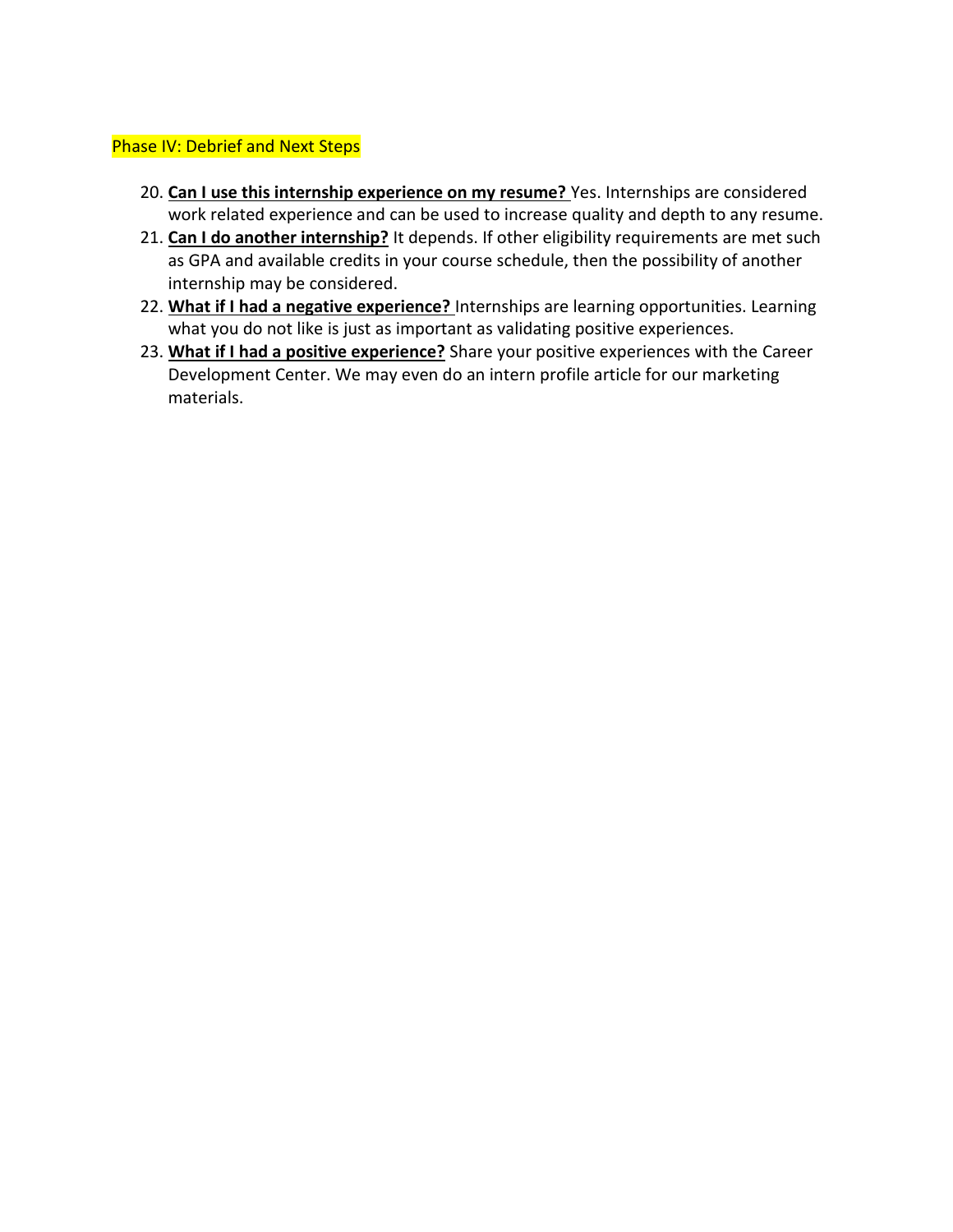## Phase IV: Debrief and Next Steps

20. **Can I use this internship experience on my resume?** Yes. Internships are considered work related experience and can be used to increase quality and depth to any resume.
21. **Can I do another internship?** It depends. If other eligibility requirements are met such as GPA and available credits in your course schedule, then the possibility of another internship may be considered.
22. **What if I had a negative experience?** Internships are learning opportunities. Learning what you do not like is just as important as validating positive experiences.
23. **What if I had a positive experience?** Share your positive experiences with the Career Development Center. We may even do an intern profile article for our marketing materials.